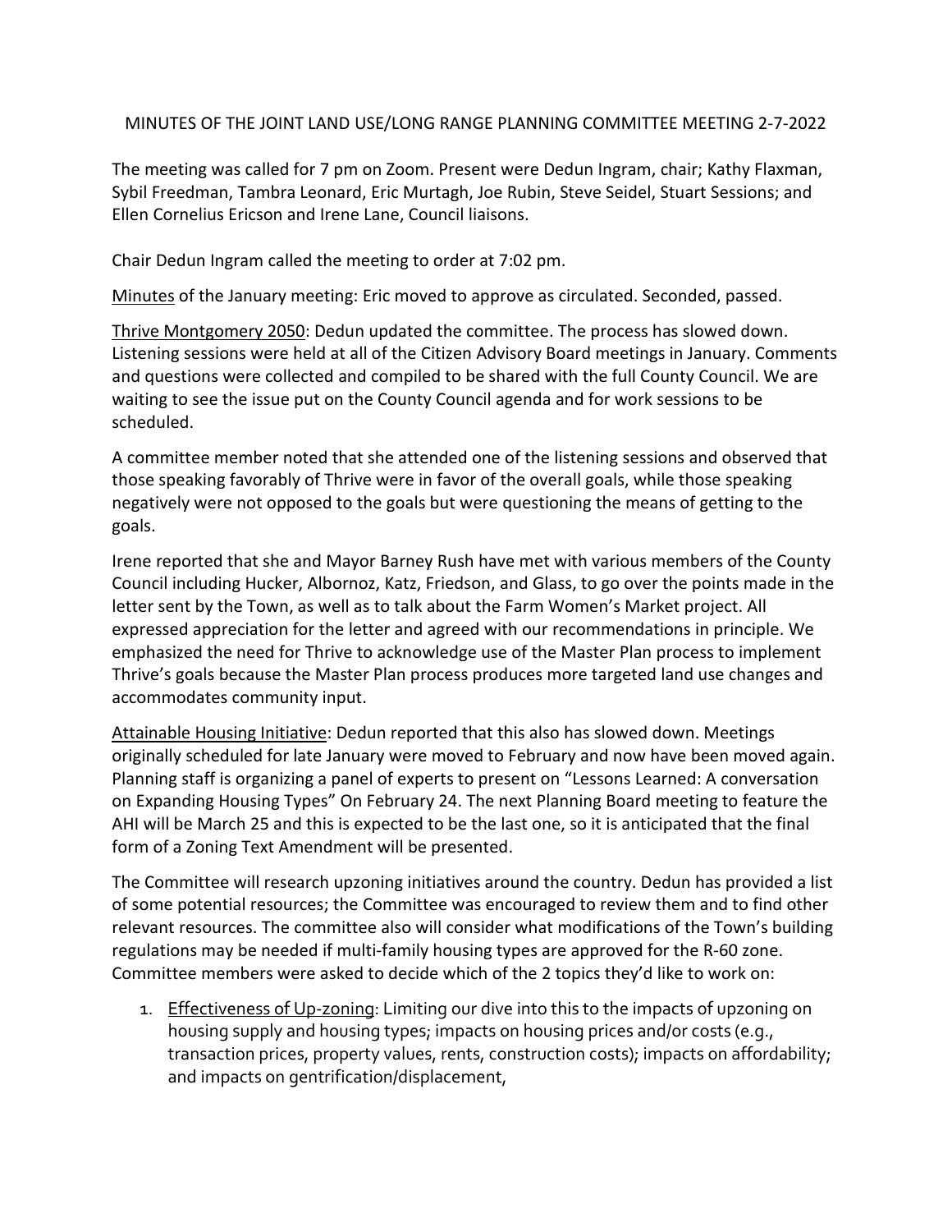MINUTES OF THE JOINT LAND USE/LONG RANGE PLANNING COMMITTEE MEETING 2-7-2022

The meeting was called for 7 pm on Zoom. Present were Dedun Ingram, chair; Kathy Flaxman, Sybil Freedman, Tambra Leonard, Eric Murtagh, Joe Rubin, Steve Seidel, Stuart Sessions; and Ellen Cornelius Ericson and Irene Lane, Council liaisons.

Chair Dedun Ingram called the meeting to order at 7:02 pm.

<u>Minutes</u> of the January meeting: Eric moved to approve as circulated. Seconded, passed.

<u>Thrive Montgomery 2050</u>: Dedun updated the committee. The process has slowed down. Listening sessions were held at all of the Citizen Advisory Board meetings in January. Comments and questions were collected and compiled to be shared with the full County Council. We are waiting to see the issue put on the County Council agenda and for work sessions to be scheduled.

A committee member noted that she attended one of the listening sessions and observed that those speaking favorably of Thrive were in favor of the overall goals, while those speaking negatively were not opposed to the goals but were questioning the means of getting to the goals.

Irene reported that she and Mayor Barney Rush have met with various members of the County Council including Hucker, Albornoz, Katz, Friedson, and Glass, to go over the points made in the letter sent by the Town, as well as to talk about the Farm Women's Market project. All expressed appreciation for the letter and agreed with our recommendations in principle. We emphasized the need for Thrive to acknowledge use of the Master Plan process to implement Thrive's goals because the Master Plan process produces more targeted land use changes and accommodates community input.

<u>Attainable Housing Initiative</u>: Dedun reported that this also has slowed down. Meetings originally scheduled for late January were moved to February and now have been moved again. Planning staff is organizing a panel of experts to present on "Lessons Learned: A conversation on Expanding Housing Types" On February 24. The next Planning Board meeting to feature the AHI will be March 25 and this is expected to be the last one, so it is anticipated that the final form of a Zoning Text Amendment will be presented.

The Committee will research upzoning initiatives around the country. Dedun has provided a list of some potential resources; the Committee was encouraged to review them and to find other relevant resources. The committee also will consider what modifications of the Town's building regulations may be needed if multi-family housing types are approved for the R-60 zone. Committee members were asked to decide which of the 2 topics they'd like to work on:

1. <u>Effectiveness of Up-zoning</u>: Limiting our dive into this to the impacts of upzoning on housing supply and housing types; impacts on housing prices and/or costs (e.g., transaction prices, property values, rents, construction costs); impacts on affordability; and impacts on gentrification/displacement,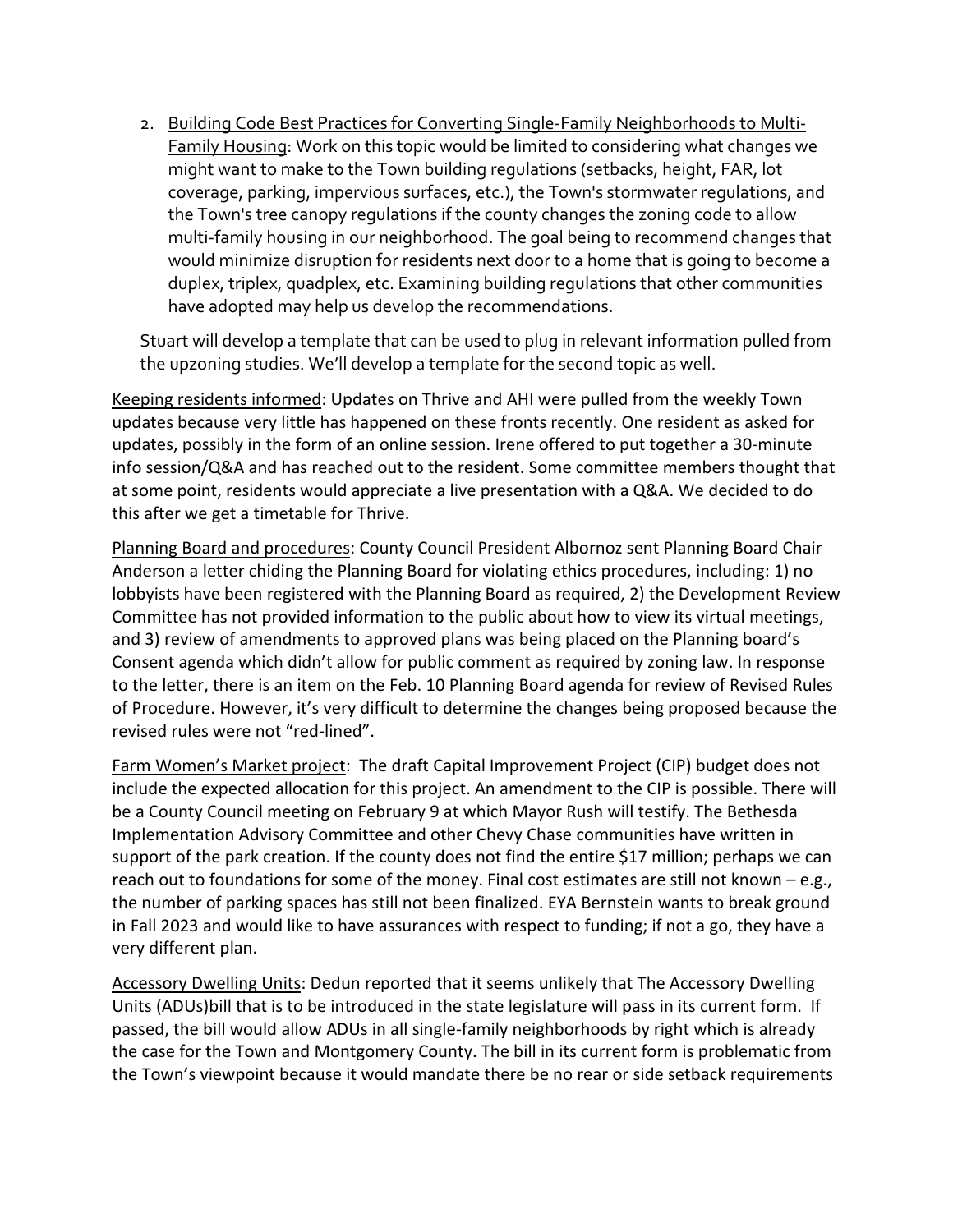2. <u>Building Code Best Practices for Converting Single-Family Neighborhoods to Multi-Family Housing</u>: Work on this topic would be limited to considering what changes we might want to make to the Town building regulations (setbacks, height, FAR, lot coverage, parking, impervious surfaces, etc.), the Town's stormwater regulations, and the Town's tree canopy regulations if the county changes the zoning code to allow multi-family housing in our neighborhood. The goal being to recommend changes that would minimize disruption for residents next door to a home that is going to become a duplex, triplex, quadplex, etc. Examining building regulations that other communities have adopted may help us develop the recommendations.

   Stuart will develop a template that can be used to plug in relevant information pulled from the upzoning studies. We'll develop a template for the second topic as well.

<u>Keeping residents informed</u>: Updates on Thrive and AHI were pulled from the weekly Town updates because very little has happened on these fronts recently. One resident as asked for updates, possibly in the form of an online session. Irene offered to put together a 30-minute info session/Q&A and has reached out to the resident. Some committee members thought that at some point, residents would appreciate a live presentation with a Q&A. We decided to do this after we get a timetable for Thrive.

<u>Planning Board and procedures</u>: County Council President Albornoz sent Planning Board Chair Anderson a letter chiding the Planning Board for violating ethics procedures, including: 1) no lobbyists have been registered with the Planning Board as required, 2) the Development Review Committee has not provided information to the public about how to view its virtual meetings, and 3) review of amendments to approved plans was being placed on the Planning board's Consent agenda which didn't allow for public comment as required by zoning law. In response to the letter, there is an item on the Feb. 10 Planning Board agenda for review of Revised Rules of Procedure. However, it's very difficult to determine the changes being proposed because the revised rules were not "red-lined".

<u>Farm Women's Market project</u>: The draft Capital Improvement Project (CIP) budget does not include the expected allocation for this project. An amendment to the CIP is possible. There will be a County Council meeting on February 9 at which Mayor Rush will testify. The Bethesda Implementation Advisory Committee and other Chevy Chase communities have written in support of the park creation. If the county does not find the entire $17 million; perhaps we can reach out to foundations for some of the money. Final cost estimates are still not known – e.g., the number of parking spaces has still not been finalized. EYA Bernstein wants to break ground in Fall 2023 and would like to have assurances with respect to funding; if not a go, they have a very different plan.

<u>Accessory Dwelling Units</u>: Dedun reported that it seems unlikely that The Accessory Dwelling Units (ADUs)bill that is to be introduced in the state legislature will pass in its current form. If passed, the bill would allow ADUs in all single-family neighborhoods by right which is already the case for the Town and Montgomery County. The bill in its current form is problematic from the Town's viewpoint because it would mandate there be no rear or side setback requirements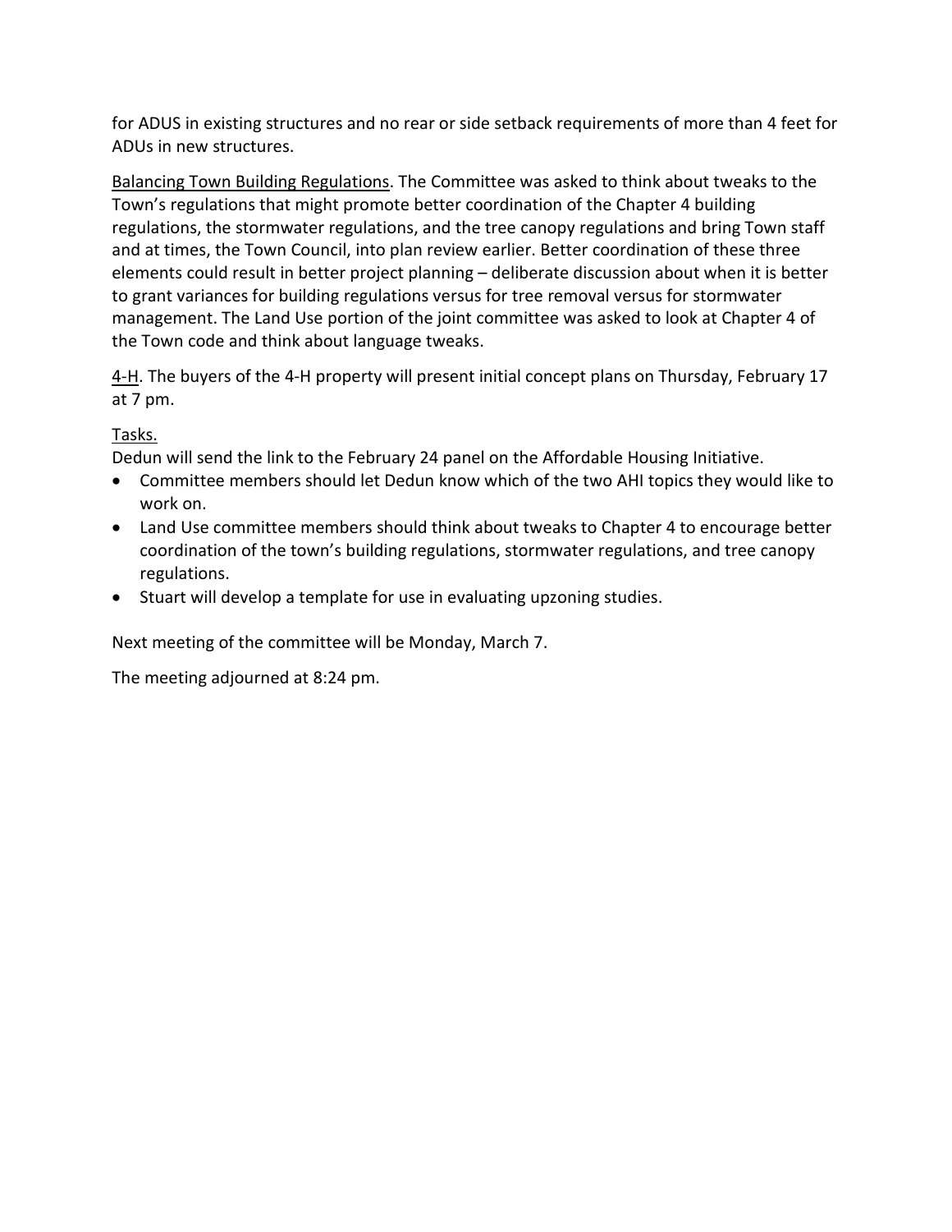for ADUS in existing structures and no rear or side setback requirements of more than 4 feet for ADUs in new structures.

Balancing Town Building Regulations. The Committee was asked to think about tweaks to the Town's regulations that might promote better coordination of the Chapter 4 building regulations, the stormwater regulations, and the tree canopy regulations and bring Town staff and at times, the Town Council, into plan review earlier. Better coordination of these three elements could result in better project planning – deliberate discussion about when it is better to grant variances for building regulations versus for tree removal versus for stormwater management. The Land Use portion of the joint committee was asked to look at Chapter 4 of the Town code and think about language tweaks.

4-H. The buyers of the 4-H property will present initial concept plans on Thursday, February 17 at 7 pm.

Tasks.

Dedun will send the link to the February 24 panel on the Affordable Housing Initiative.

- Committee members should let Dedun know which of the two AHI topics they would like to work on.
- Land Use committee members should think about tweaks to Chapter 4 to encourage better coordination of the town's building regulations, stormwater regulations, and tree canopy regulations.
- Stuart will develop a template for use in evaluating upzoning studies.

Next meeting of the committee will be Monday, March 7.

The meeting adjourned at 8:24 pm.